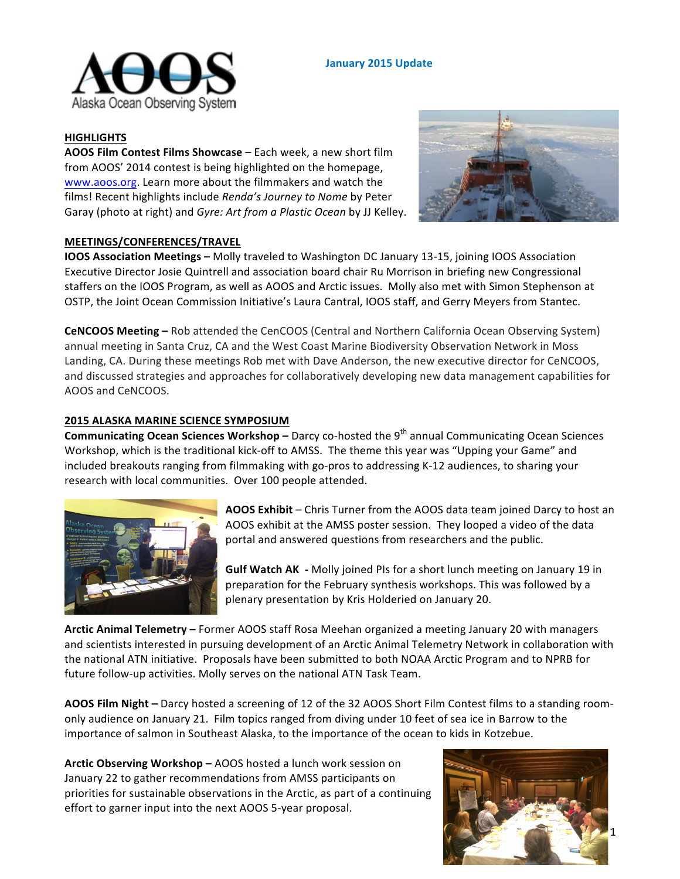AOOS

Alaska Ocean Observing System

**January 2015 Update**

## HIGHLIGHTS

**AOOS Film Contest Films Showcase** – Each week, a new short film from AOOS' 2014 contest is being highlighted on the homepage, www.aoos.org. Learn more about the filmmakers and watch the films! Recent highlights include *Renda's Journey to Nome* by Peter Garay (photo at right) and *Gyre: Art from a Plastic Ocean* by JJ Kelley.

## MEETINGS/CONFERENCES/TRAVEL

**IOOS Association Meetings –** Molly traveled to Washington DC January 13-15, joining IOOS Association Executive Director Josie Quintrell and association board chair Ru Morrison in briefing new Congressional staffers on the IOOS Program, as well as AOOS and Arctic issues. Molly also met with Simon Stephenson at OSTP, the Joint Ocean Commission Initiative's Laura Cantral, IOOS staff, and Gerry Meyers from Stantec.

**CeNCOOS Meeting –** Rob attended the CenCOOS (Central and Northern California Ocean Observing System) annual meeting in Santa Cruz, CA and the West Coast Marine Biodiversity Observation Network in Moss Landing, CA. During these meetings Rob met with Dave Anderson, the new executive director for CeNCOOS, and discussed strategies and approaches for collaboratively developing new data management capabilities for AOOS and CeNCOOS.

## 2015 ALASKA MARINE SCIENCE SYMPOSIUM

**Communicating Ocean Sciences Workshop –** Darcy co-hosted the 9th annual Communicating Ocean Sciences Workshop, which is the traditional kick-off to AMSS. The theme this year was "Upping your Game" and included breakouts ranging from filmmaking with go-pros to addressing K-12 audiences, to sharing your research with local communities. Over 100 people attended.

**AOOS Exhibit** – Chris Turner from the AOOS data team joined Darcy to host an AOOS exhibit at the AMSS poster session. They looped a video of the data portal and answered questions from researchers and the public.

**Gulf Watch AK -** Molly joined PIs for a short lunch meeting on January 19 in preparation for the February synthesis workshops. This was followed by a plenary presentation by Kris Holderied on January 20.

**Arctic Animal Telemetry –** Former AOOS staff Rosa Meehan organized a meeting January 20 with managers and scientists interested in pursuing development of an Arctic Animal Telemetry Network in collaboration with the national ATN initiative. Proposals have been submitted to both NOAA Arctic Program and to NPRB for future follow-up activities. Molly serves on the national ATN Task Team.

**AOOS Film Night –** Darcy hosted a screening of 12 of the 32 AOOS Short Film Contest films to a standing room-only audience on January 21. Film topics ranged from diving under 10 feet of sea ice in Barrow to the importance of salmon in Southeast Alaska, to the importance of the ocean to kids in Kotzebue.

**Arctic Observing Workshop –** AOOS hosted a lunch work session on January 22 to gather recommendations from AMSS participants on priorities for sustainable observations in the Arctic, as part of a continuing effort to garner input into the next AOOS 5-year proposal.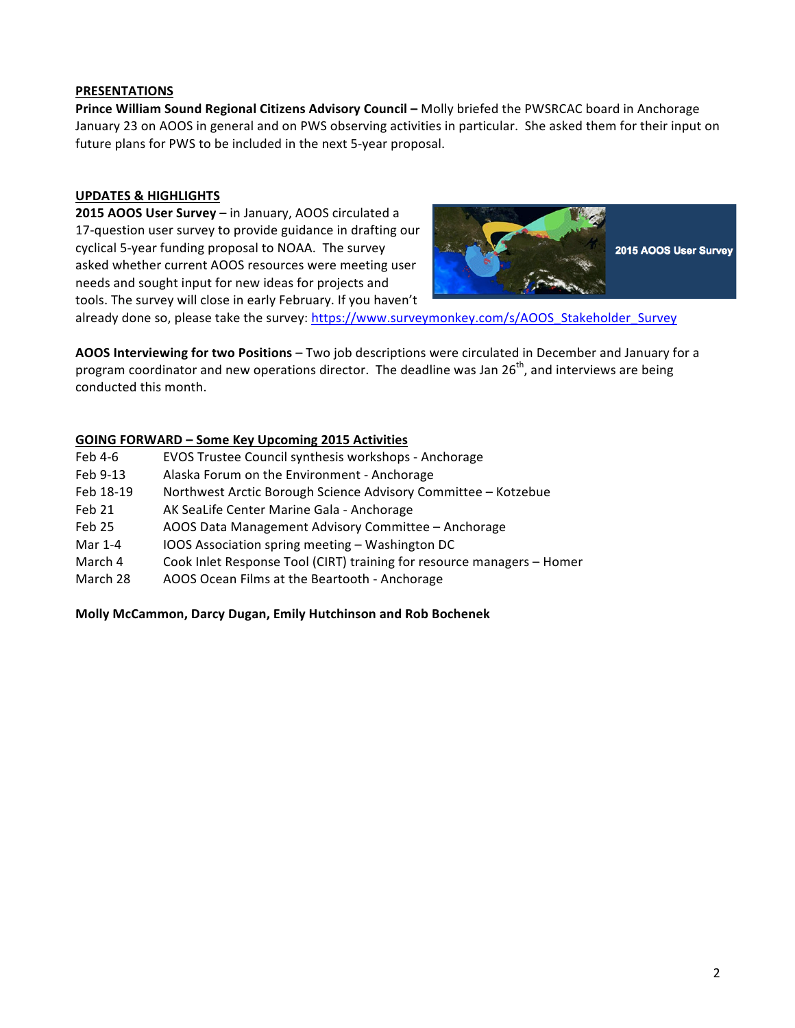**PRESENTATIONS**

**Prince William Sound Regional Citizens Advisory Council –** Molly briefed the PWSRCAC board in Anchorage January 23 on AOOS in general and on PWS observing activities in particular. She asked them for their input on future plans for PWS to be included in the next 5-year proposal.

**UPDATES & HIGHLIGHTS**

**2015 AOOS User Survey** – in January, AOOS circulated a 17-question user survey to provide guidance in drafting our cyclical 5-year funding proposal to NOAA. The survey asked whether current AOOS resources were meeting user needs and sought input for new ideas for projects and tools. The survey will close in early February. If you haven't already done so, please take the survey: https://www.surveymonkey.com/s/AOOS_Stakeholder_Survey

2015 AOOS User Survey

**AOOS Interviewing for two Positions** – Two job descriptions were circulated in December and January for a program coordinator and new operations director. The deadline was Jan 26th, and interviews are being conducted this month.

**GOING FORWARD – Some Key Upcoming 2015 Activities**

| | |
|---|---|
| Feb 4-6 | EVOS Trustee Council synthesis workshops - Anchorage |
| Feb 9-13 | Alaska Forum on the Environment - Anchorage |
| Feb 18-19 | Northwest Arctic Borough Science Advisory Committee – Kotzebue |
| Feb 21 | AK SeaLife Center Marine Gala - Anchorage |
| Feb 25 | AOOS Data Management Advisory Committee – Anchorage |
| Mar 1-4 | IOOS Association spring meeting – Washington DC |
| March 4 | Cook Inlet Response Tool (CIRT) training for resource managers – Homer |
| March 28 | AOOS Ocean Films at the Beartooth - Anchorage |

**Molly McCammon, Darcy Dugan, Emily Hutchinson and Rob Bochenek**